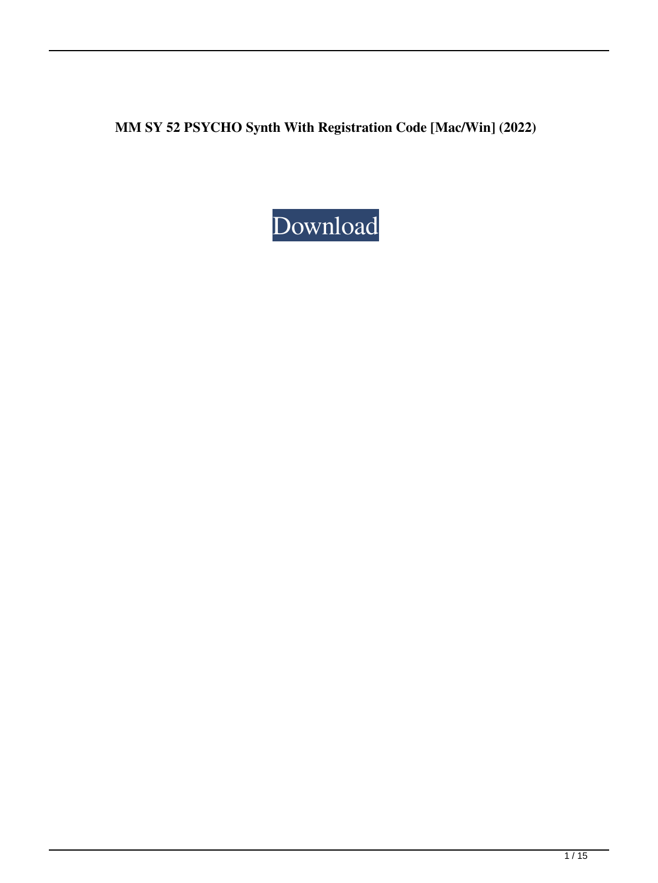**MM SY 52 PSYCHO Synth With Registration Code [Mac/Win] (2022)**

Download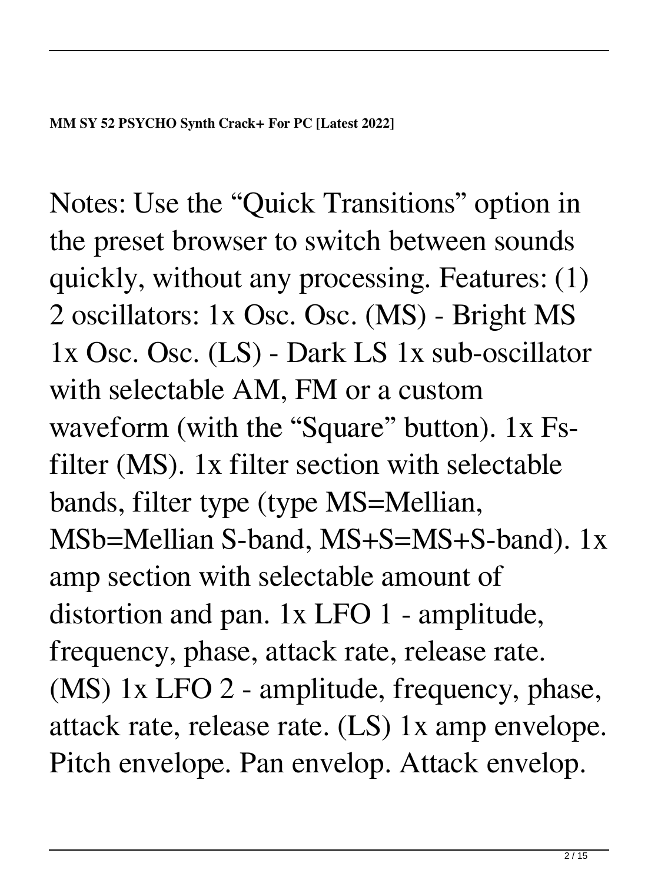**MM SY 52 PSYCHO Synth Crack+ For PC [Latest 2022]**

Notes: Use the “Quick Transitions” option in the preset browser to switch between sounds quickly, without any processing. Features: (1) 2 oscillators: 1x Osc. Osc. (MS) - Bright MS 1x Osc. Osc. (LS) - Dark LS 1x sub-oscillator with selectable AM, FM or a custom waveform (with the “Square” button). 1x Fs-filter (MS). 1x filter section with selectable bands, filter type (type MS=Mellian, MSb=Mellian S-band, MS+S=MS+S-band). 1x amp section with selectable amount of distortion and pan. 1x LFO 1 - amplitude, frequency, phase, attack rate, release rate. (MS) 1x LFO 2 - amplitude, frequency, phase, attack rate, release rate. (LS) 1x amp envelope. Pitch envelope. Pan envelop. Attack envelop.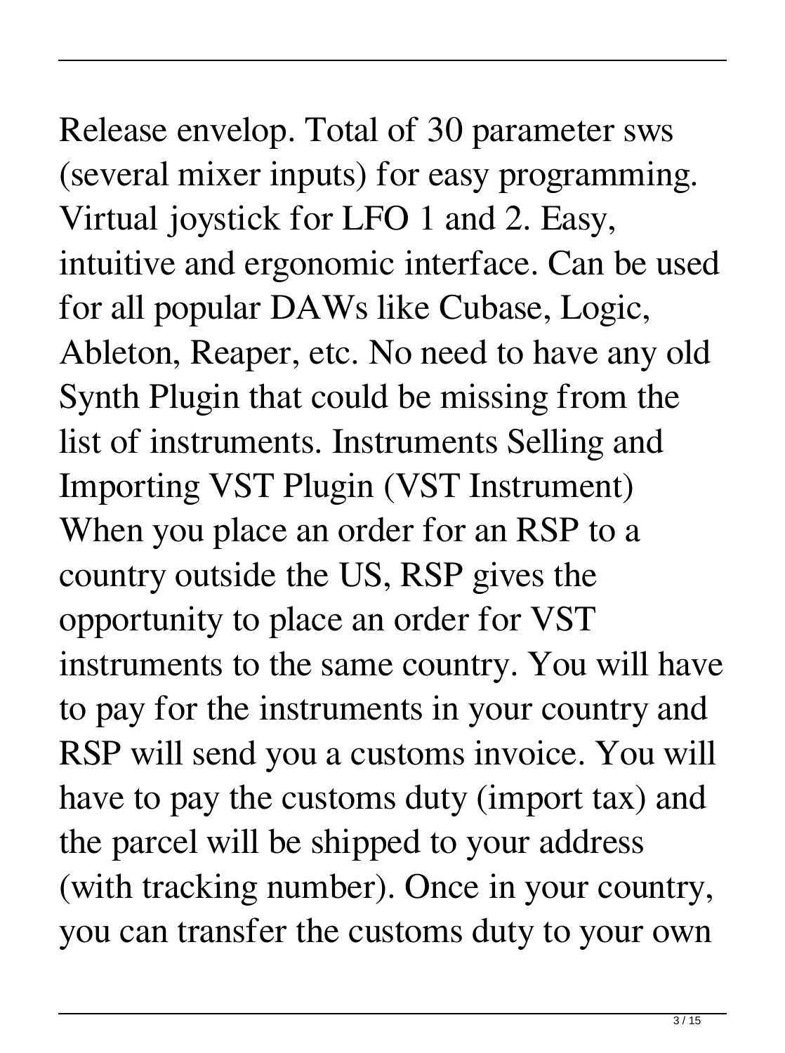Release envelop. Total of 30 parameter sws (several mixer inputs) for easy programming. Virtual joystick for LFO 1 and 2. Easy, intuitive and ergonomic interface. Can be used for all popular DAWs like Cubase, Logic, Ableton, Reaper, etc. No need to have any old Synth Plugin that could be missing from the list of instruments. Instruments Selling and Importing VST Plugin (VST Instrument) When you place an order for an RSP to a country outside the US, RSP gives the opportunity to place an order for VST instruments to the same country. You will have to pay for the instruments in your country and RSP will send you a customs invoice. You will have to pay the customs duty (import tax) and the parcel will be shipped to your address (with tracking number). Once in your country, you can transfer the customs duty to your own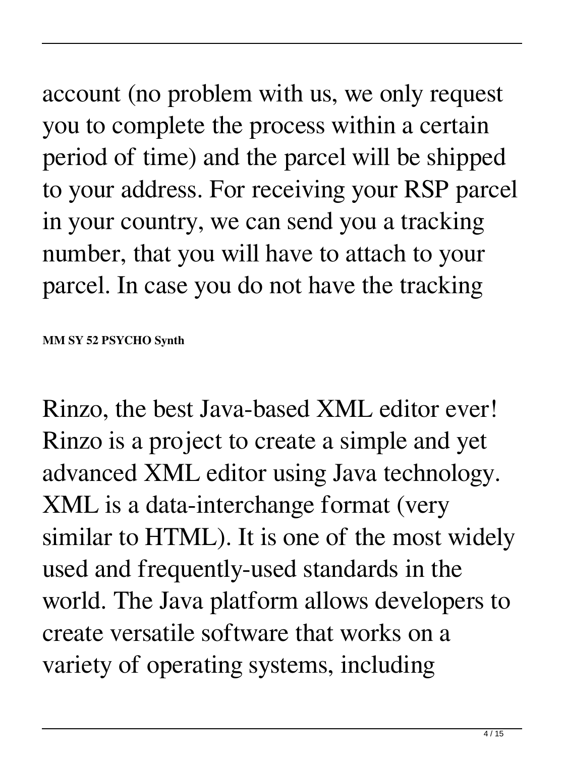account (no problem with us, we only request you to complete the process within a certain period of time) and the parcel will be shipped to your address. For receiving your RSP parcel in your country, we can send you a tracking number, that you will have to attach to your parcel. In case you do not have the tracking

**MM SY 52 PSYCHO Synth**

Rinzo, the best Java-based XML editor ever! Rinzo is a project to create a simple and yet advanced XML editor using Java technology. XML is a data-interchange format (very similar to HTML). It is one of the most widely used and frequently-used standards in the world. The Java platform allows developers to create versatile software that works on a variety of operating systems, including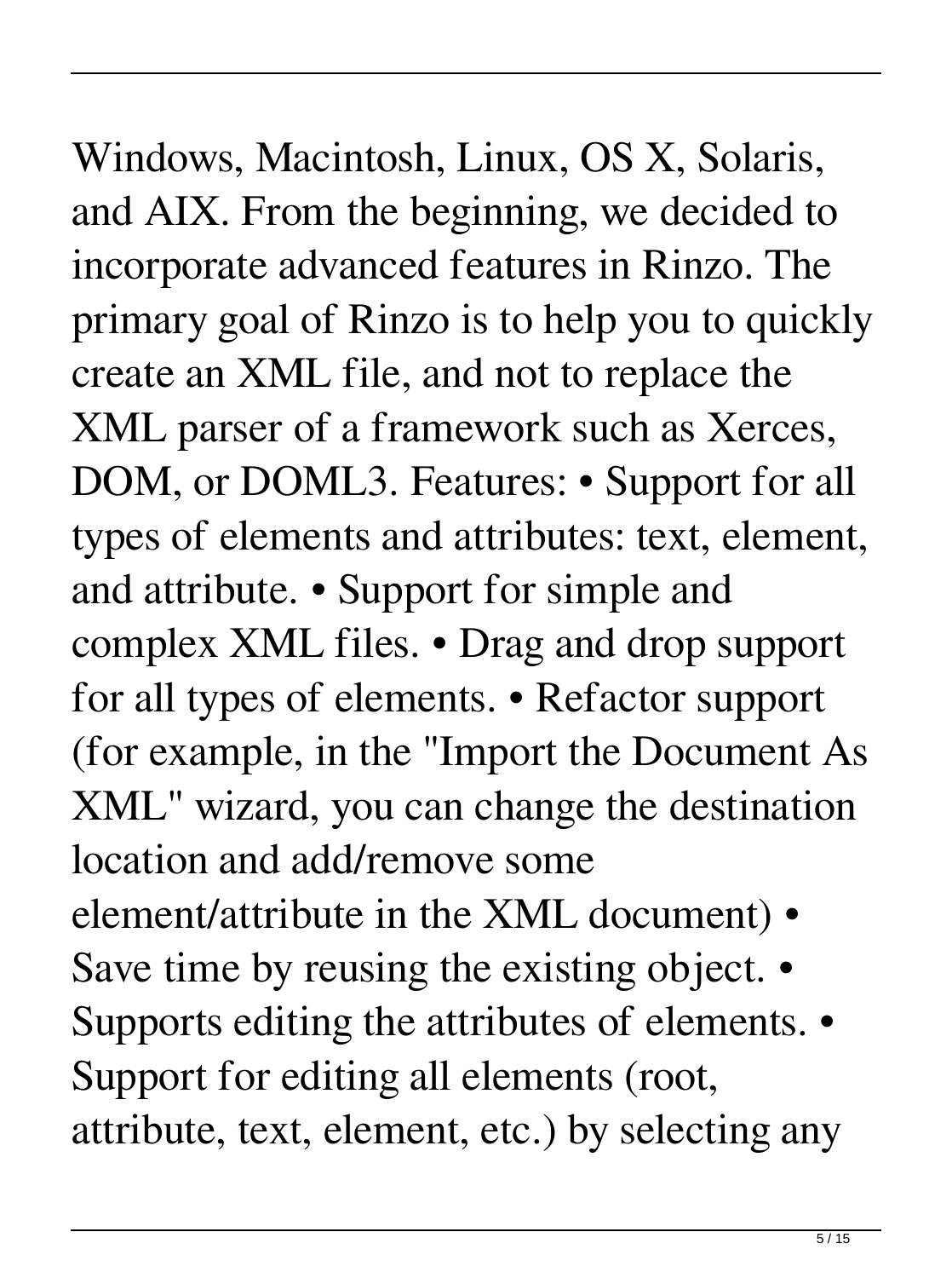Windows, Macintosh, Linux, OS X, Solaris, and AIX. From the beginning, we decided to incorporate advanced features in Rinzo. The primary goal of Rinzo is to help you to quickly create an XML file, and not to replace the XML parser of a framework such as Xerces, DOM, or DOML3. Features: • Support for all types of elements and attributes: text, element, and attribute. • Support for simple and complex XML files. • Drag and drop support for all types of elements. • Refactor support (for example, in the "Import the Document As XML" wizard, you can change the destination location and add/remove some element/attribute in the XML document) • Save time by reusing the existing object. • Supports editing the attributes of elements. • Support for editing all elements (root, attribute, text, element, etc.) by selecting any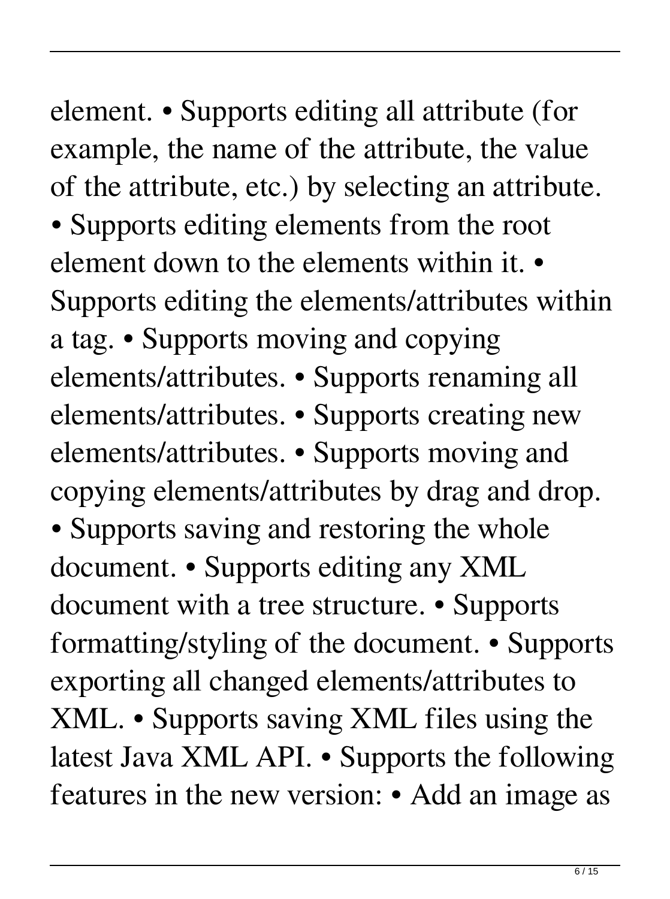element. • Supports editing all attribute (for example, the name of the attribute, the value of the attribute, etc.) by selecting an attribute. • Supports editing elements from the root element down to the elements within it. • Supports editing the elements/attributes within a tag. • Supports moving and copying elements/attributes. • Supports renaming all elements/attributes. • Supports creating new elements/attributes. • Supports moving and copying elements/attributes by drag and drop. • Supports saving and restoring the whole document. • Supports editing any XML document with a tree structure. • Supports formatting/styling of the document. • Supports exporting all changed elements/attributes to XML. • Supports saving XML files using the latest Java XML API. • Supports the following features in the new version: • Add an image as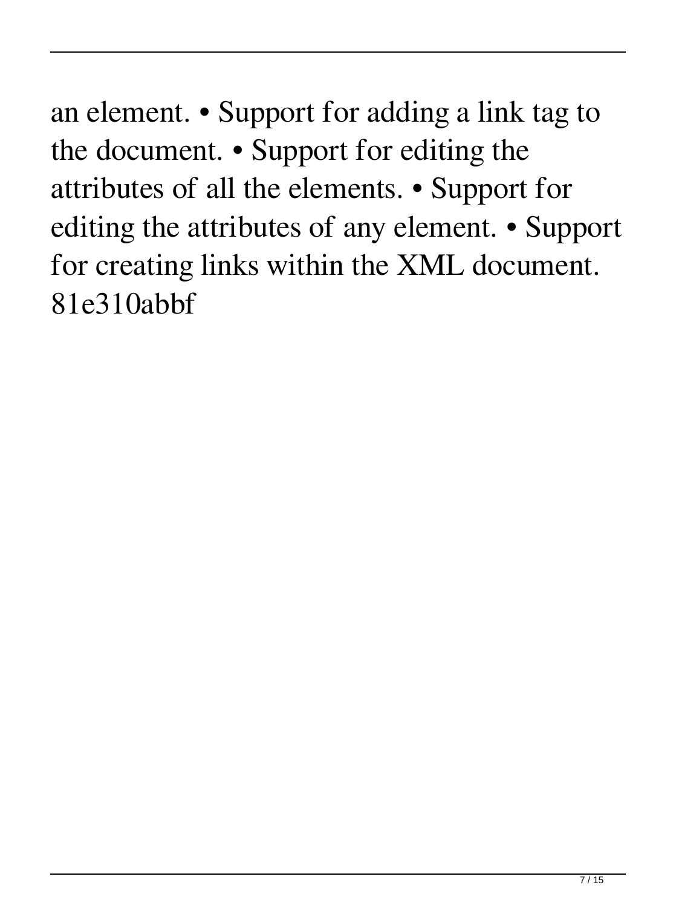an element. • Support for adding a link tag to the document. • Support for editing the attributes of all the elements. • Support for editing the attributes of any element. • Support for creating links within the XML document. 81e310abbf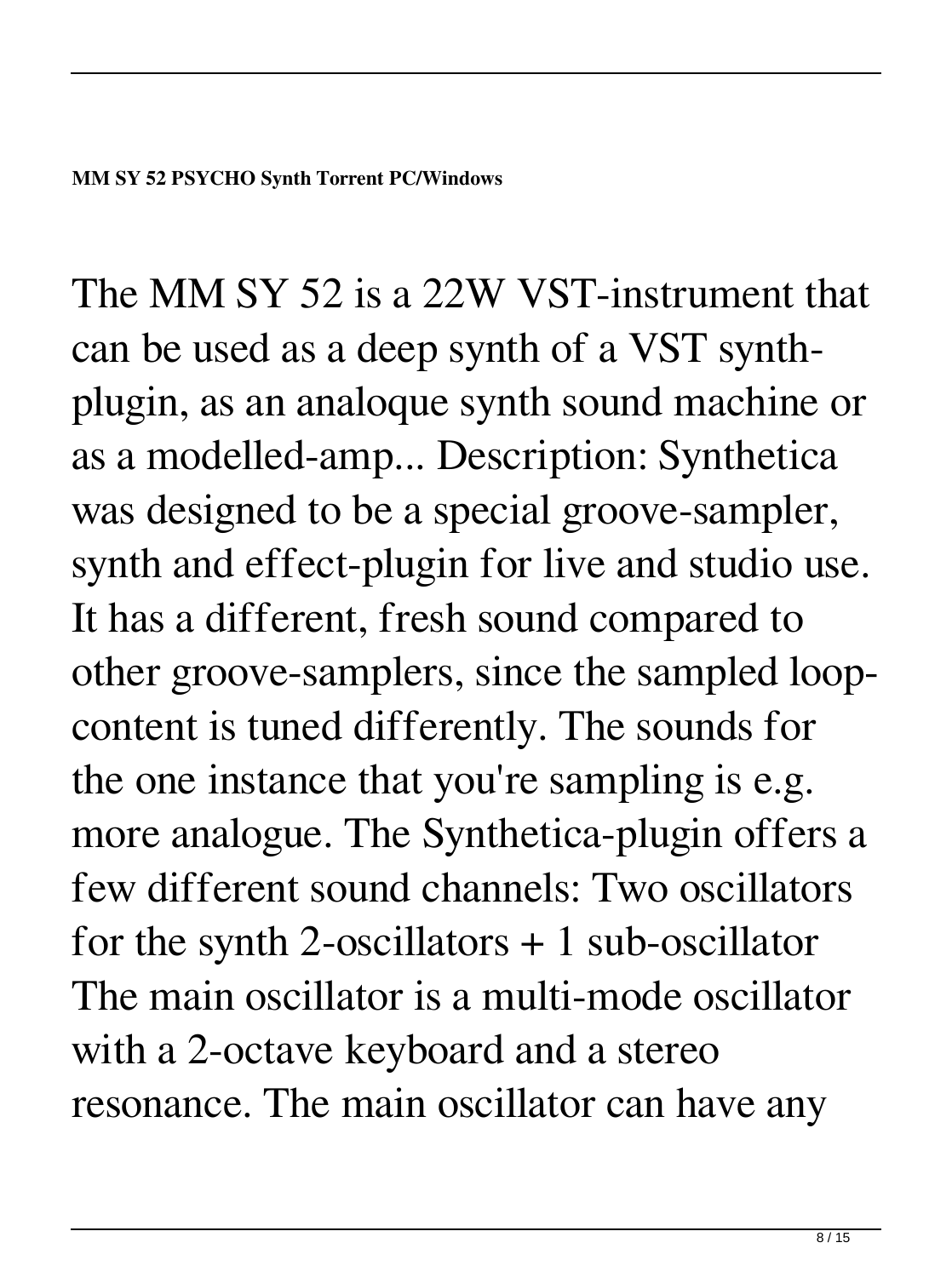**MM SY 52 PSYCHO Synth Torrent PC/Windows**

The MM SY 52 is a 22W VST-instrument that can be used as a deep synth of a VST synth-plugin, as an analoque synth sound machine or as a modelled-amp... Description: Synthetica was designed to be a special groove-sampler, synth and effect-plugin for live and studio use. It has a different, fresh sound compared to other groove-samplers, since the sampled loop-content is tuned differently. The sounds for the one instance that you're sampling is e.g. more analogue. The Synthetica-plugin offers a few different sound channels: Two oscillators for the synth 2-oscillators + 1 sub-oscillator The main oscillator is a multi-mode oscillator with a 2-octave keyboard and a stereo resonance. The main oscillator can have any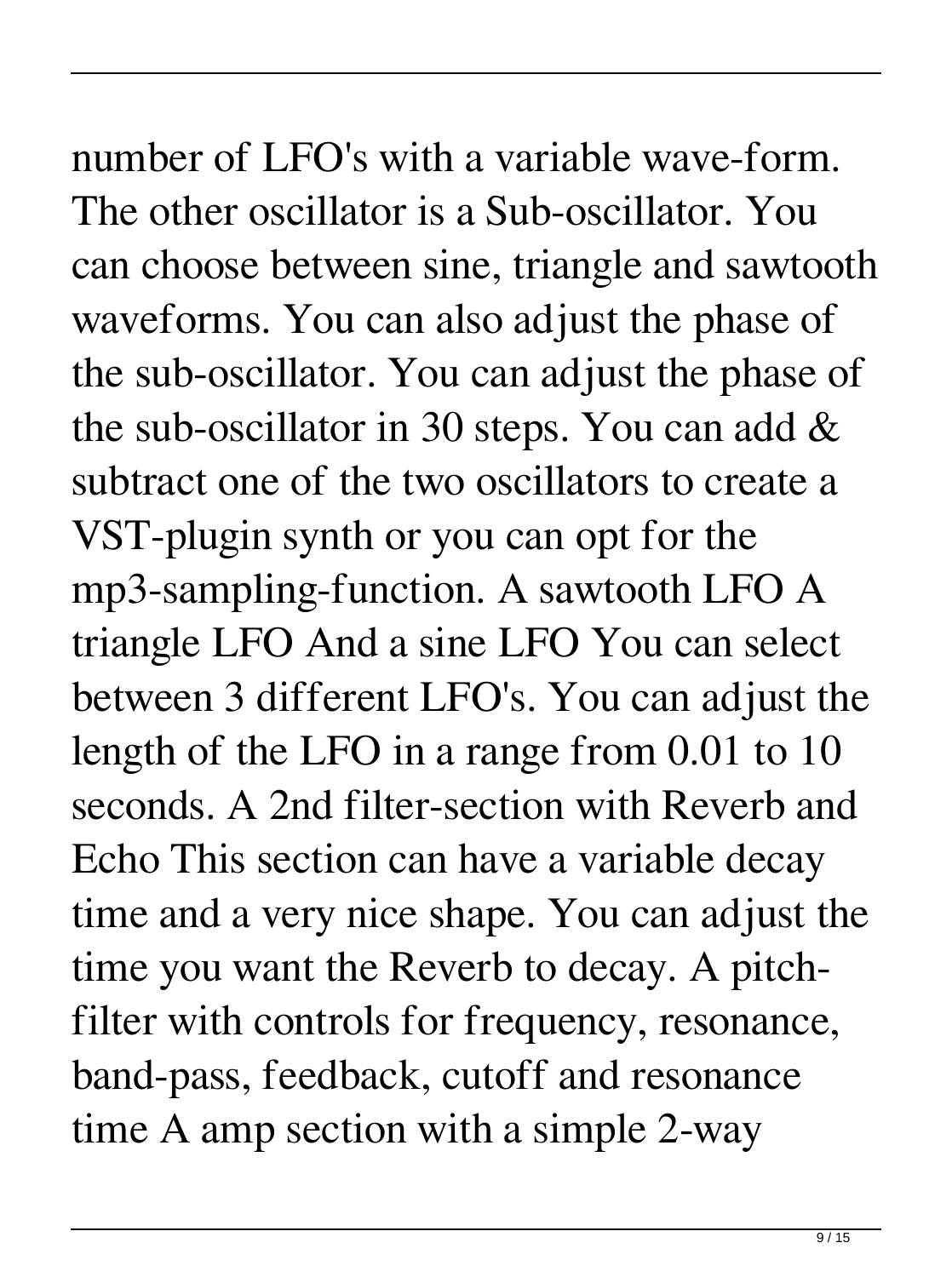number of LFO's with a variable wave-form. The other oscillator is a Sub-oscillator. You can choose between sine, triangle and sawtooth waveforms. You can also adjust the phase of the sub-oscillator. You can adjust the phase of the sub-oscillator in 30 steps. You can add & subtract one of the two oscillators to create a VST-plugin synth or you can opt for the mp3-sampling-function. A sawtooth LFO A triangle LFO And a sine LFO You can select between 3 different LFO's. You can adjust the length of the LFO in a range from 0.01 to 10 seconds. A 2nd filter-section with Reverb and Echo This section can have a variable decay time and a very nice shape. You can adjust the time you want the Reverb to decay. A pitch-filter with controls for frequency, resonance, band-pass, feedback, cutoff and resonance time A amp section with a simple 2-way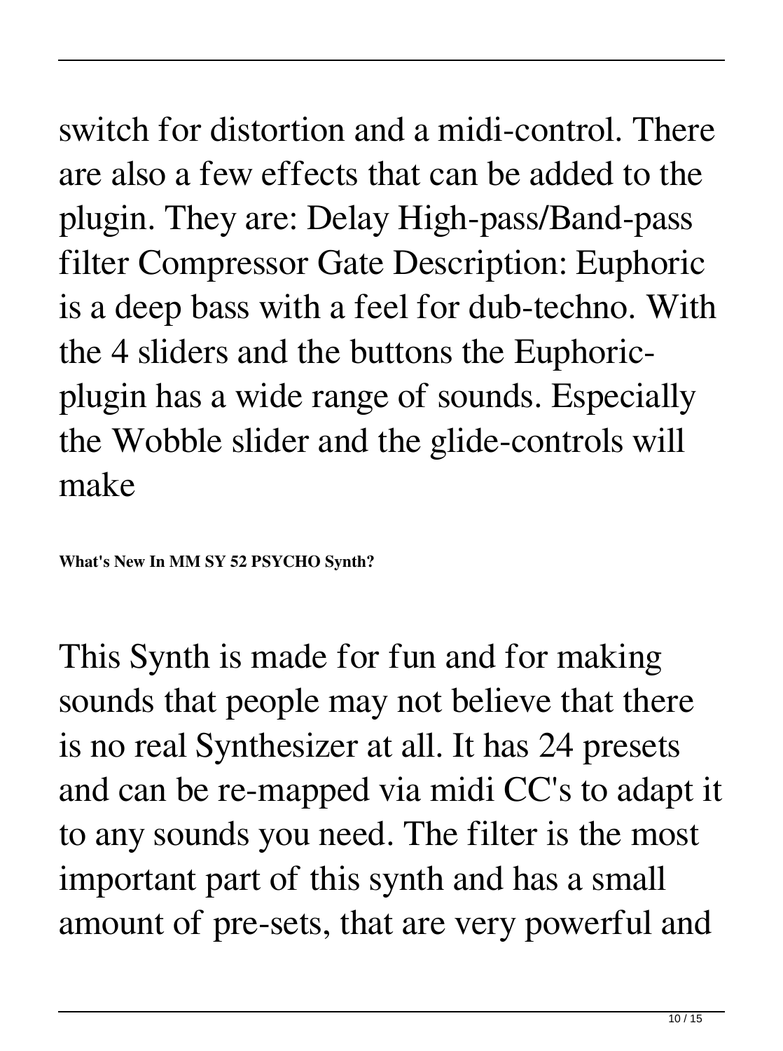switch for distortion and a midi-control. There are also a few effects that can be added to the plugin. They are: Delay High-pass/Band-pass filter Compressor Gate Description: Euphoric is a deep bass with a feel for dub-techno. With the 4 sliders and the buttons the Euphoric-plugin has a wide range of sounds. Especially the Wobble slider and the glide-controls will make

**What's New In MM SY 52 PSYCHO Synth?**

This Synth is made for fun and for making sounds that people may not believe that there is no real Synthesizer at all. It has 24 presets and can be re-mapped via midi CC's to adapt it to any sounds you need. The filter is the most important part of this synth and has a small amount of pre-sets, that are very powerful and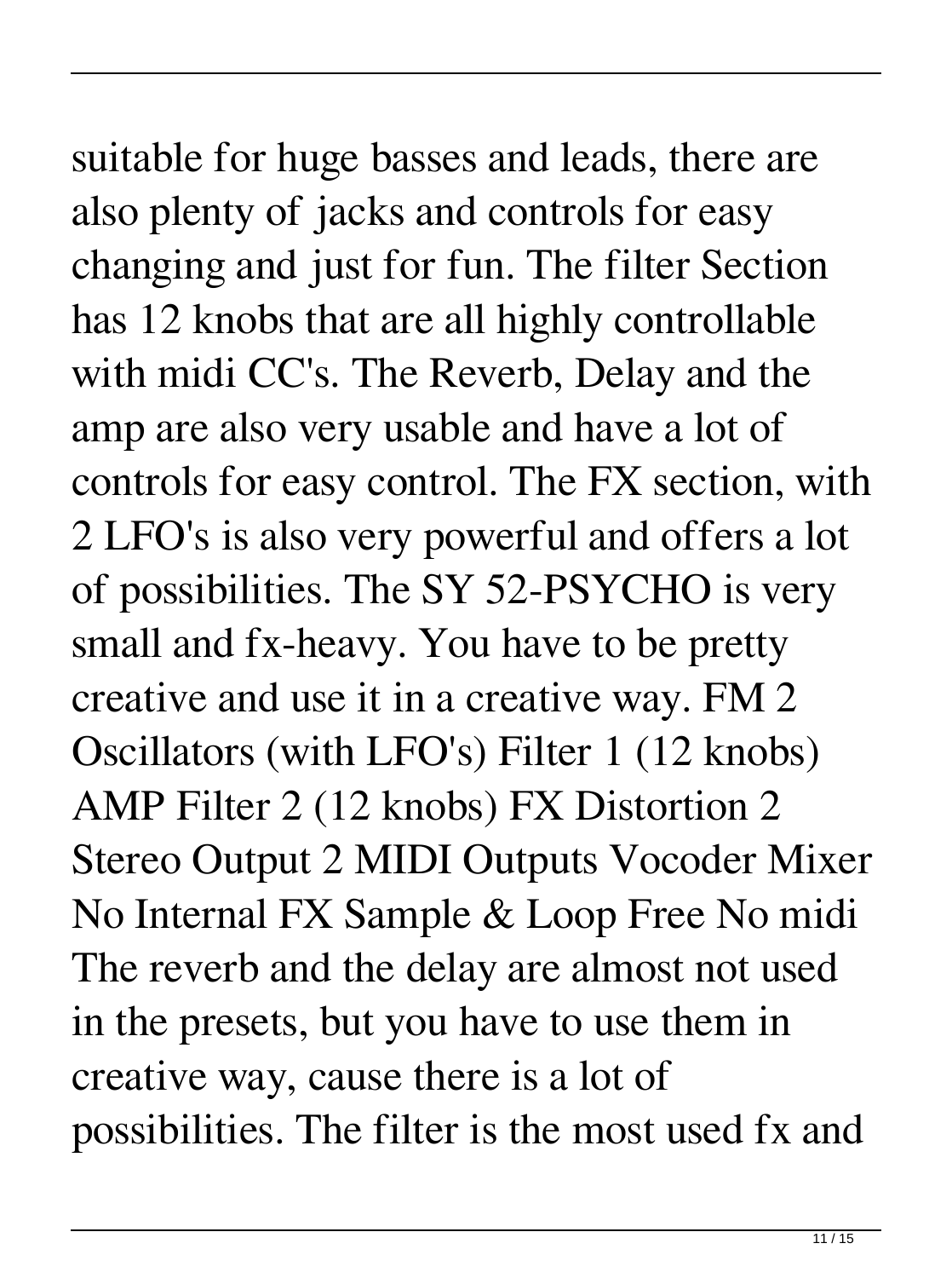suitable for huge basses and leads, there are also plenty of jacks and controls for easy changing and just for fun. The filter Section has 12 knobs that are all highly controllable with midi CC's. The Reverb, Delay and the amp are also very usable and have a lot of controls for easy control. The FX section, with 2 LFO's is also very powerful and offers a lot of possibilities. The SY 52-PSYCHO is very small and fx-heavy. You have to be pretty creative and use it in a creative way. FM 2 Oscillators (with LFO's) Filter 1 (12 knobs) AMP Filter 2 (12 knobs) FX Distortion 2 Stereo Output 2 MIDI Outputs Vocoder Mixer No Internal FX Sample & Loop Free No midi The reverb and the delay are almost not used in the presets, but you have to use them in creative way, cause there is a lot of possibilities. The filter is the most used fx and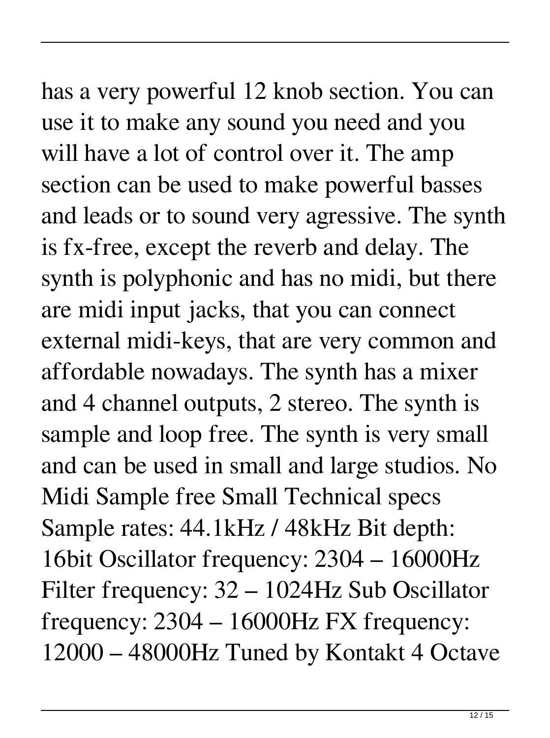has a very powerful 12 knob section. You can use it to make any sound you need and you will have a lot of control over it. The amp section can be used to make powerful basses and leads or to sound very agressive. The synth is fx-free, except the reverb and delay. The synth is polyphonic and has no midi, but there are midi input jacks, that you can connect external midi-keys, that are very common and affordable nowadays. The synth has a mixer and 4 channel outputs, 2 stereo. The synth is sample and loop free. The synth is very small and can be used in small and large studios. No Midi Sample free Small Technical specs Sample rates: 44.1kHz / 48kHz Bit depth: 16bit Oscillator frequency: 2304 – 16000Hz Filter frequency: 32 – 1024Hz Sub Oscillator frequency: 2304 – 16000Hz FX frequency: 12000 – 48000Hz Tuned by Kontakt 4 Octave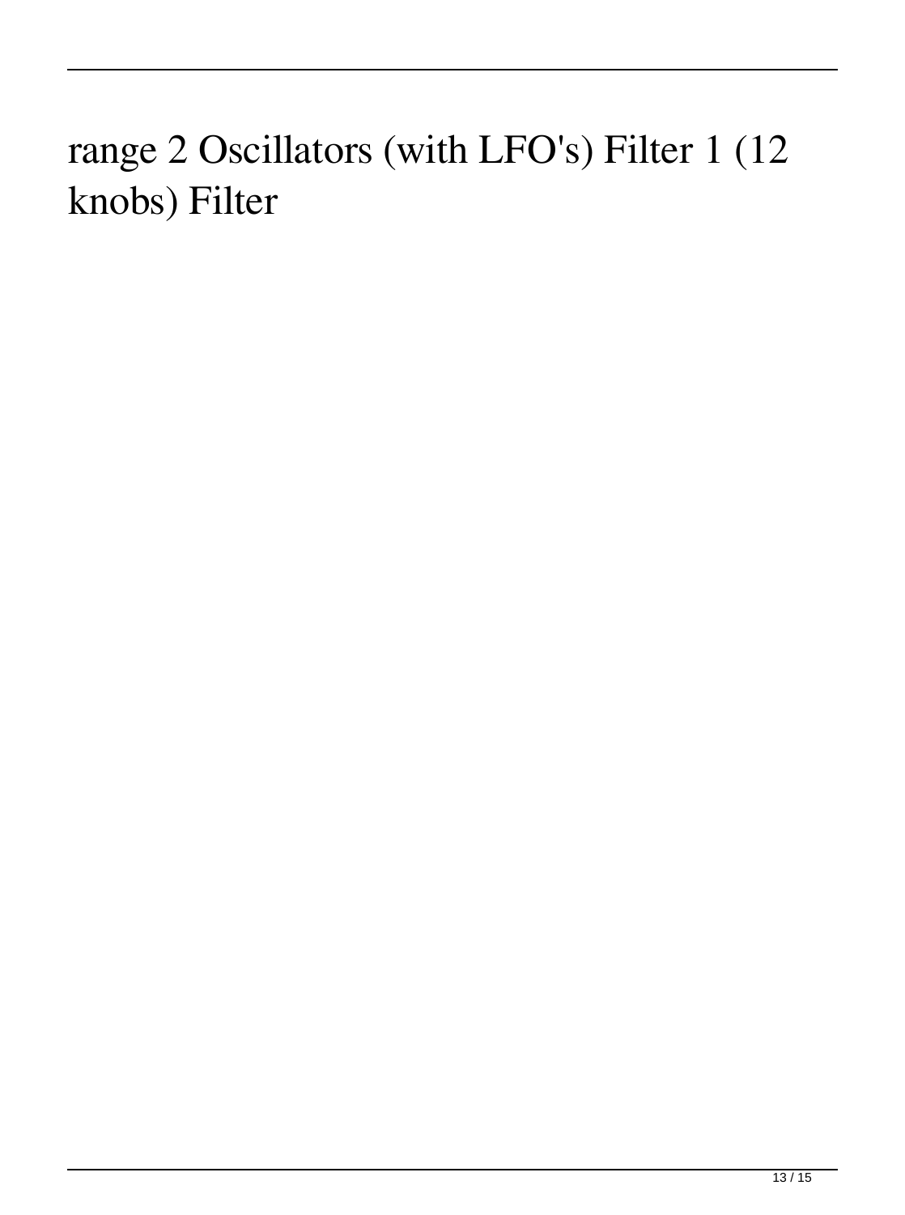range 2 Oscillators (with LFO's) Filter 1 (12 knobs) Filter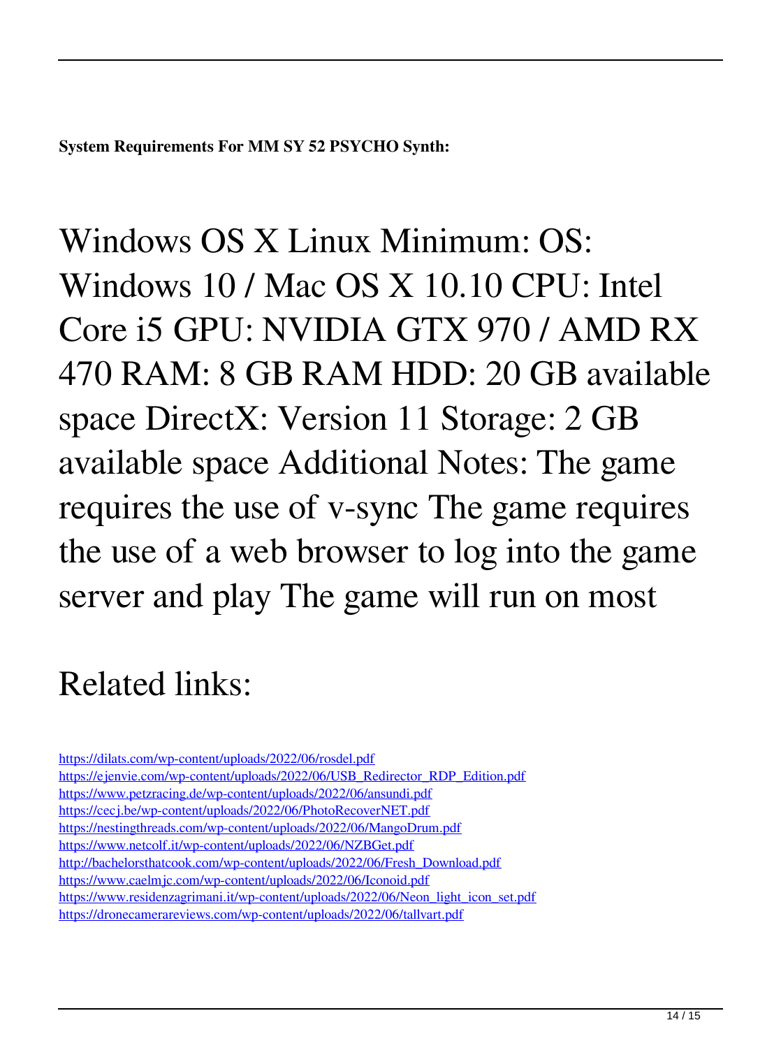**System Requirements For MM SY 52 PSYCHO Synth:**

Windows OS X Linux Minimum: OS: Windows 10 / Mac OS X 10.10 CPU: Intel Core i5 GPU: NVIDIA GTX 970 / AMD RX 470 RAM: 8 GB RAM HDD: 20 GB available space DirectX: Version 11 Storage: 2 GB available space Additional Notes: The game requires the use of v-sync The game requires the use of a web browser to log into the game server and play The game will run on most

# Related links:

https://dilats.com/wp-content/uploads/2022/06/rosdel.pdf
https://ejenvie.com/wp-content/uploads/2022/06/USB_Redirector_RDP_Edition.pdf
https://www.petzracing.de/wp-content/uploads/2022/06/ansundi.pdf
https://cecj.be/wp-content/uploads/2022/06/PhotoRecoverNET.pdf
https://nestingthreads.com/wp-content/uploads/2022/06/MangoDrum.pdf
https://www.netcolf.it/wp-content/uploads/2022/06/NZBGet.pdf
http://bachelorsthatcook.com/wp-content/uploads/2022/06/Fresh_Download.pdf
https://www.caelmjc.com/wp-content/uploads/2022/06/Iconoid.pdf
https://www.residenzagrimani.it/wp-content/uploads/2022/06/Neon_light_icon_set.pdf
https://dronecamerareviews.com/wp-content/uploads/2022/06/tallvart.pdf